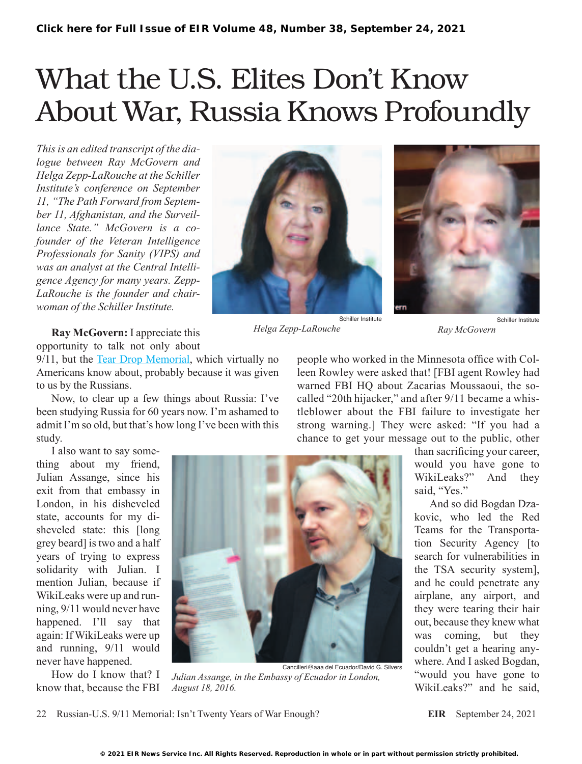Click here for Full Issue of EIR Volume 48, Number 38, September 24, 2021

# What the U.S. Elites Don't Know About War, Russia Knows Profoundly

*This is an edited transcript of the dialogue between Ray McGovern and Helga Zepp-LaRouche at the Schiller Institute's conference on September 11, "The Path Forward from September 11, Afghanistan, and the Surveillance State." McGovern is a co-founder of the Veteran Intelligence Professionals for Sanity (VIPS) and was an analyst at the Central Intelligence Agency for many years. Zepp-LaRouche is the founder and chairwoman of the Schiller Institute.*

Schiller Institute
*Helga Zepp-LaRouche*

Schiller Institute
*Ray McGovern*

**Ray McGovern:** I appreciate this opportunity to talk not only about 9/11, but the Tear Drop Memorial, which virtually no Americans know about, probably because it was given to us by the Russians.

Now, to clear up a few things about Russia: I've been studying Russia for 60 years now. I'm ashamed to admit I'm so old, but that's how long I've been with this study.

I also want to say something about my friend, Julian Assange, since his exit from that embassy in London, in his disheveled state, accounts for my disheveled state: this [long grey beard] is two and a half years of trying to express solidarity with Julian. I mention Julian, because if WikiLeaks were up and running, 9/11 would never have happened. I'll say that again: If WikiLeaks were up and running, 9/11 would never have happened.

How do I know that? I know that, because the FBI people who worked in the Minnesota office with Colleen Rowley were asked that! [FBI agent Rowley had warned FBI HQ about Zacarias Moussaoui, the so-called "20th hijacker," and after 9/11 became a whistleblower about the FBI failure to investigate her strong warning.] They were asked: "If you had a chance to get your message out to the public, other than sacrificing your career, would you have gone to WikiLeaks?" And they said, "Yes."

Cancilleri@aaa del Ecuador/David G. Silvers
*Julian Assange, in the Embassy of Ecuador in London, August 18, 2016.*

And so did Bogdan Dzakovic, who led the Red Teams for the Transportation Security Agency [to search for vulnerabilities in the TSA security system], and he could penetrate any airplane, any airport, and they were tearing their hair out, because they knew what was coming, but they couldn't get a hearing anywhere. And I asked Bogdan, "would you have gone to WikiLeaks?" and he said,

© 2021 EIR News Service Inc. All Rights Reserved. Reproduction in whole or in part without permission strictly prohibited.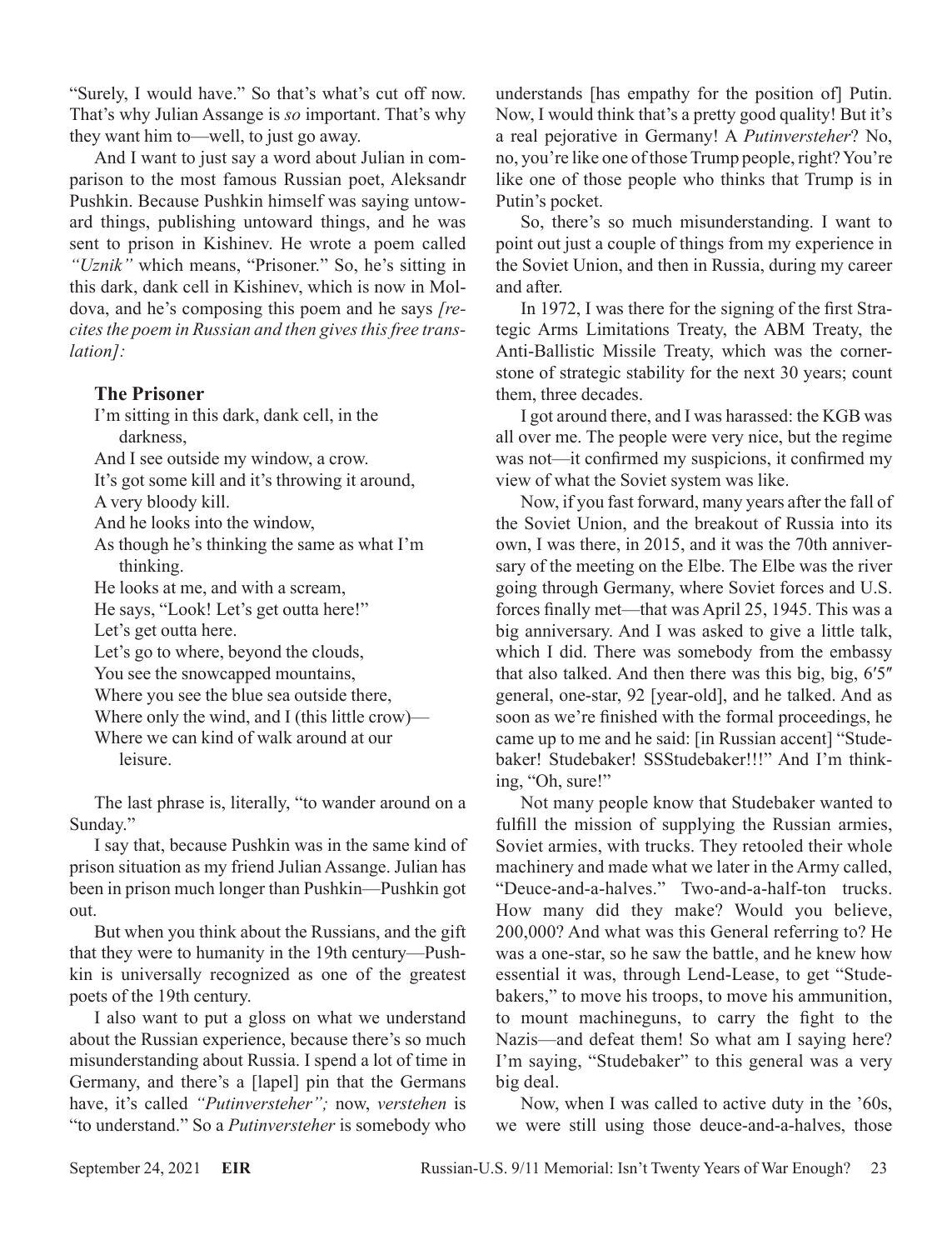"Surely, I would have." So that's what's cut off now. That's why Julian Assange is *so* important. That's why they want him to—well, to just go away.

And I want to just say a word about Julian in comparison to the most famous Russian poet, Aleksandr Pushkin. Because Pushkin himself was saying untoward things, publishing untoward things, and he was sent to prison in Kishinev. He wrote a poem called *"Uznik"* which means, "Prisoner." So, he's sitting in this dark, dank cell in Kishinev, which is now in Moldova, and he's composing this poem and he says *[recites the poem in Russian and then gives this free translation]:*

### The Prisoner

I'm sitting in this dark, dank cell, in the darkness,
And I see outside my window, a crow.
It's got some kill and it's throwing it around,
A very bloody kill.
And he looks into the window,
As though he's thinking the same as what I'm thinking.
He looks at me, and with a scream,
He says, "Look! Let's get outta here!"
Let's get outta here.
Let's go to where, beyond the clouds,
You see the snowcapped mountains,
Where you see the blue sea outside there,
Where only the wind, and I (this little crow)—
Where we can kind of walk around at our leisure.

The last phrase is, literally, "to wander around on a Sunday."

I say that, because Pushkin was in the same kind of prison situation as my friend Julian Assange. Julian has been in prison much longer than Pushkin—Pushkin got out.

But when you think about the Russians, and the gift that they were to humanity in the 19th century—Pushkin is universally recognized as one of the greatest poets of the 19th century.

I also want to put a gloss on what we understand about the Russian experience, because there's so much misunderstanding about Russia. I spend a lot of time in Germany, and there's a [lapel] pin that the Germans have, it's called *"Putinversteher";* now, *verstehen* is "to understand." So a *Putinversteher* is somebody who understands [has empathy for the position of] Putin. Now, I would think that's a pretty good quality! But it's a real pejorative in Germany! A *Putinversteher*? No, no, you're like one of those Trump people, right? You're like one of those people who thinks that Trump is in Putin's pocket.

So, there's so much misunderstanding. I want to point out just a couple of things from my experience in the Soviet Union, and then in Russia, during my career and after.

In 1972, I was there for the signing of the first Strategic Arms Limitations Treaty, the ABM Treaty, the Anti-Ballistic Missile Treaty, which was the cornerstone of strategic stability for the next 30 years; count them, three decades.

I got around there, and I was harassed: the KGB was all over me. The people were very nice, but the regime was not—it confirmed my suspicions, it confirmed my view of what the Soviet system was like.

Now, if you fast forward, many years after the fall of the Soviet Union, and the breakout of Russia into its own, I was there, in 2015, and it was the 70th anniversary of the meeting on the Elbe. The Elbe was the river going through Germany, where Soviet forces and U.S. forces finally met—that was April 25, 1945. This was a big anniversary. And I was asked to give a little talk, which I did. There was somebody from the embassy that also talked. And then there was this big, big, 6′5″ general, one-star, 92 [year-old], and he talked. And as soon as we're finished with the formal proceedings, he came up to me and he said: [in Russian accent] "Studebaker! Studebaker! SSStudebaker!!!" And I'm thinking, "Oh, sure!"

Not many people know that Studebaker wanted to fulfill the mission of supplying the Russian armies, Soviet armies, with trucks. They retooled their whole machinery and made what we later in the Army called, "Deuce-and-a-halves." Two-and-a-half-ton trucks. How many did they make? Would you believe, 200,000? And what was this General referring to? He was a one-star, so he saw the battle, and he knew how essential it was, through Lend-Lease, to get "Studebakers," to move his troops, to move his ammunition, to mount machineguns, to carry the fight to the Nazis—and defeat them! So what am I saying here? I'm saying, "Studebaker" to this general was a very big deal.

Now, when I was called to active duty in the '60s, we were still using those deuce-and-a-halves, those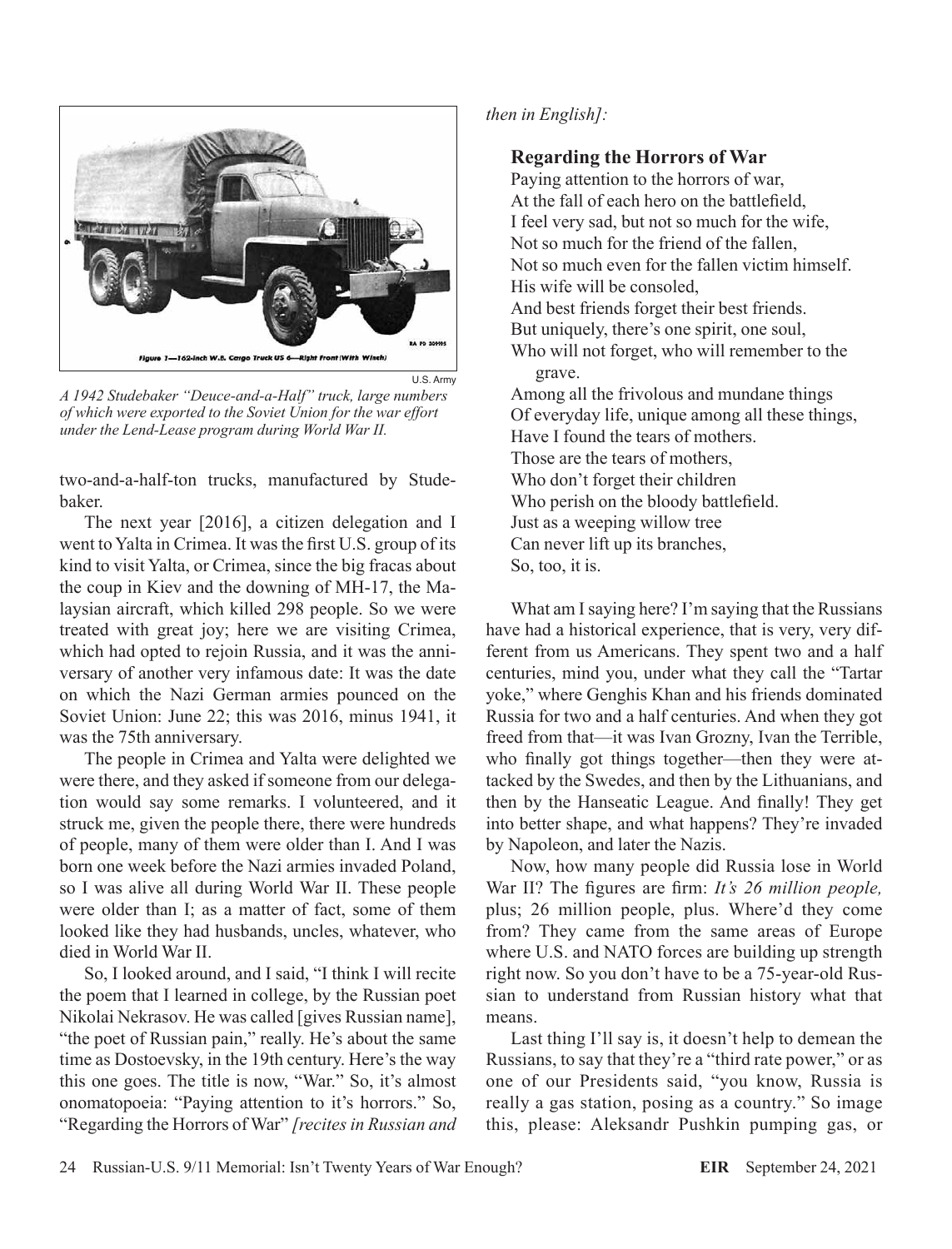U.S. Army

*A 1942 Studebaker "Deuce-and-a-Half" truck, large numbers of which were exported to the Soviet Union for the war effort under the Lend-Lease program during World War II.*

two-and-a-half-ton trucks, manufactured by Studebaker.

The next year [2016], a citizen delegation and I went to Yalta in Crimea. It was the first U.S. group of its kind to visit Yalta, or Crimea, since the big fracas about the coup in Kiev and the downing of MH-17, the Malaysian aircraft, which killed 298 people. So we were treated with great joy; here we are visiting Crimea, which had opted to rejoin Russia, and it was the anniversary of another very infamous date: It was the date on which the Nazi German armies pounced on the Soviet Union: June 22; this was 2016, minus 1941, it was the 75th anniversary.

The people in Crimea and Yalta were delighted we were there, and they asked if someone from our delegation would say some remarks. I volunteered, and it struck me, given the people there, there were hundreds of people, many of them were older than I. And I was born one week before the Nazi armies invaded Poland, so I was alive all during World War II. These people were older than I; as a matter of fact, some of them looked like they had husbands, uncles, whatever, who died in World War II.

So, I looked around, and I said, "I think I will recite the poem that I learned in college, by the Russian poet Nikolai Nekrasov. He was called [gives Russian name], "the poet of Russian pain," really. He's about the same time as Dostoevsky, in the 19th century. Here's the way this one goes. The title is now, "War." So, it's almost onomatopoeia: "Paying attention to it's horrors." So, "Regarding the Horrors of War" *[recites in Russian and then in English]:*

**Regarding the Horrors of War**

Paying attention to the horrors of war,
At the fall of each hero on the battlefield,
I feel very sad, but not so much for the wife,
Not so much for the friend of the fallen,
Not so much even for the fallen victim himself.
His wife will be consoled,
And best friends forget their best friends.
But uniquely, there's one spirit, one soul,
Who will not forget, who will remember to the grave.
Among all the frivolous and mundane things
Of everyday life, unique among all these things,
Have I found the tears of mothers.
Those are the tears of mothers,
Who don't forget their children
Who perish on the bloody battlefield.
Just as a weeping willow tree
Can never lift up its branches,
So, too, it is.

What am I saying here? I'm saying that the Russians have had a historical experience, that is very, very different from us Americans. They spent two and a half centuries, mind you, under what they call the "Tartar yoke," where Genghis Khan and his friends dominated Russia for two and a half centuries. And when they got freed from that—it was Ivan Grozny, Ivan the Terrible, who finally got things together—then they were attacked by the Swedes, and then by the Lithuanians, and then by the Hanseatic League. And finally! They get into better shape, and what happens? They're invaded by Napoleon, and later the Nazis.

Now, how many people did Russia lose in World War II? The figures are firm: *It's 26 million people,* plus; 26 million people, plus. Where'd they come from? They came from the same areas of Europe where U.S. and NATO forces are building up strength right now. So you don't have to be a 75-year-old Russian to understand from Russian history what that means.

Last thing I'll say is, it doesn't help to demean the Russians, to say that they're a "third rate power," or as one of our Presidents said, "you know, Russia is really a gas station, posing as a country." So image this, please: Aleksandr Pushkin pumping gas, or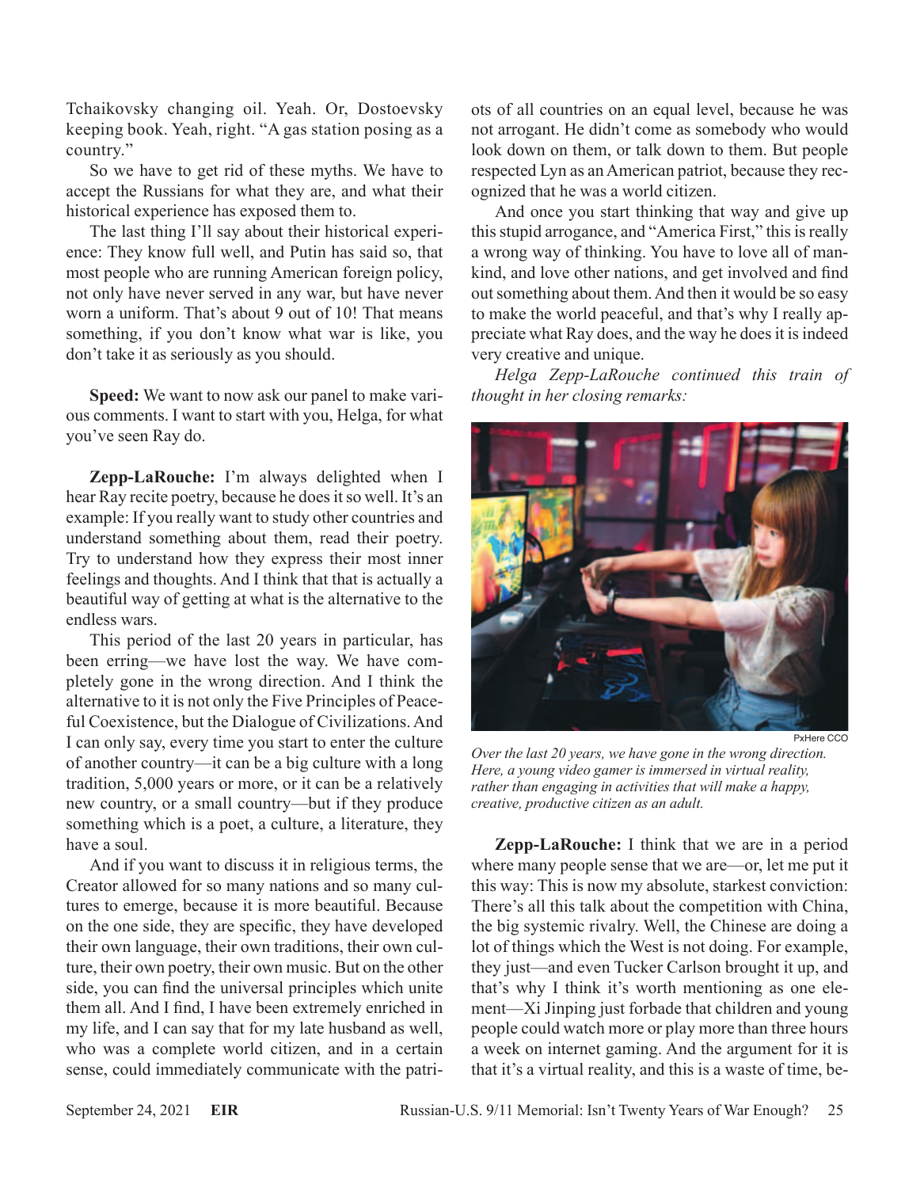Tchaikovsky changing oil. Yeah. Or, Dostoevsky keeping book. Yeah, right. "A gas station posing as a country."

So we have to get rid of these myths. We have to accept the Russians for what they are, and what their historical experience has exposed them to.

The last thing I'll say about their historical experience: They know full well, and Putin has said so, that most people who are running American foreign policy, not only have never served in any war, but have never worn a uniform. That's about 9 out of 10! That means something, if you don't know what war is like, you don't take it as seriously as you should.

**Speed:** We want to now ask our panel to make various comments. I want to start with you, Helga, for what you've seen Ray do.

**Zepp-LaRouche:** I'm always delighted when I hear Ray recite poetry, because he does it so well. It's an example: If you really want to study other countries and understand something about them, read their poetry. Try to understand how they express their most inner feelings and thoughts. And I think that that is actually a beautiful way of getting at what is the alternative to the endless wars.

This period of the last 20 years in particular, has been erring—we have lost the way. We have completely gone in the wrong direction. And I think the alternative to it is not only the Five Principles of Peaceful Coexistence, but the Dialogue of Civilizations. And I can only say, every time you start to enter the culture of another country—it can be a big culture with a long tradition, 5,000 years or more, or it can be a relatively new country, or a small country—but if they produce something which is a poet, a culture, a literature, they have a soul.

And if you want to discuss it in religious terms, the Creator allowed for so many nations and so many cultures to emerge, because it is more beautiful. Because on the one side, they are specific, they have developed their own language, their own traditions, their own culture, their own poetry, their own music. But on the other side, you can find the universal principles which unite them all. And I find, I have been extremely enriched in my life, and I can say that for my late husband as well, who was a complete world citizen, and in a certain sense, could immediately communicate with the patriots of all countries on an equal level, because he was not arrogant. He didn't come as somebody who would look down on them, or talk down to them. But people respected Lyn as an American patriot, because they recognized that he was a world citizen.

And once you start thinking that way and give up this stupid arrogance, and "America First," this is really a wrong way of thinking. You have to love all of mankind, and love other nations, and get involved and find out something about them. And then it would be so easy to make the world peaceful, and that's why I really appreciate what Ray does, and the way he does it is indeed very creative and unique.

*Helga Zepp-LaRouche continued this train of thought in her closing remarks:*

PxHere CCO

*Over the last 20 years, we have gone in the wrong direction. Here, a young video gamer is immersed in virtual reality, rather than engaging in activities that will make a happy, creative, productive citizen as an adult.*

**Zepp-LaRouche:** I think that we are in a period where many people sense that we are—or, let me put it this way: This is now my absolute, starkest conviction: There's all this talk about the competition with China, the big systemic rivalry. Well, the Chinese are doing a lot of things which the West is not doing. For example, they just—and even Tucker Carlson brought it up, and that's why I think it's worth mentioning as one element—Xi Jinping just forbade that children and young people could watch more or play more than three hours a week on internet gaming. And the argument for it is that it's a virtual reality, and this is a waste of time, be-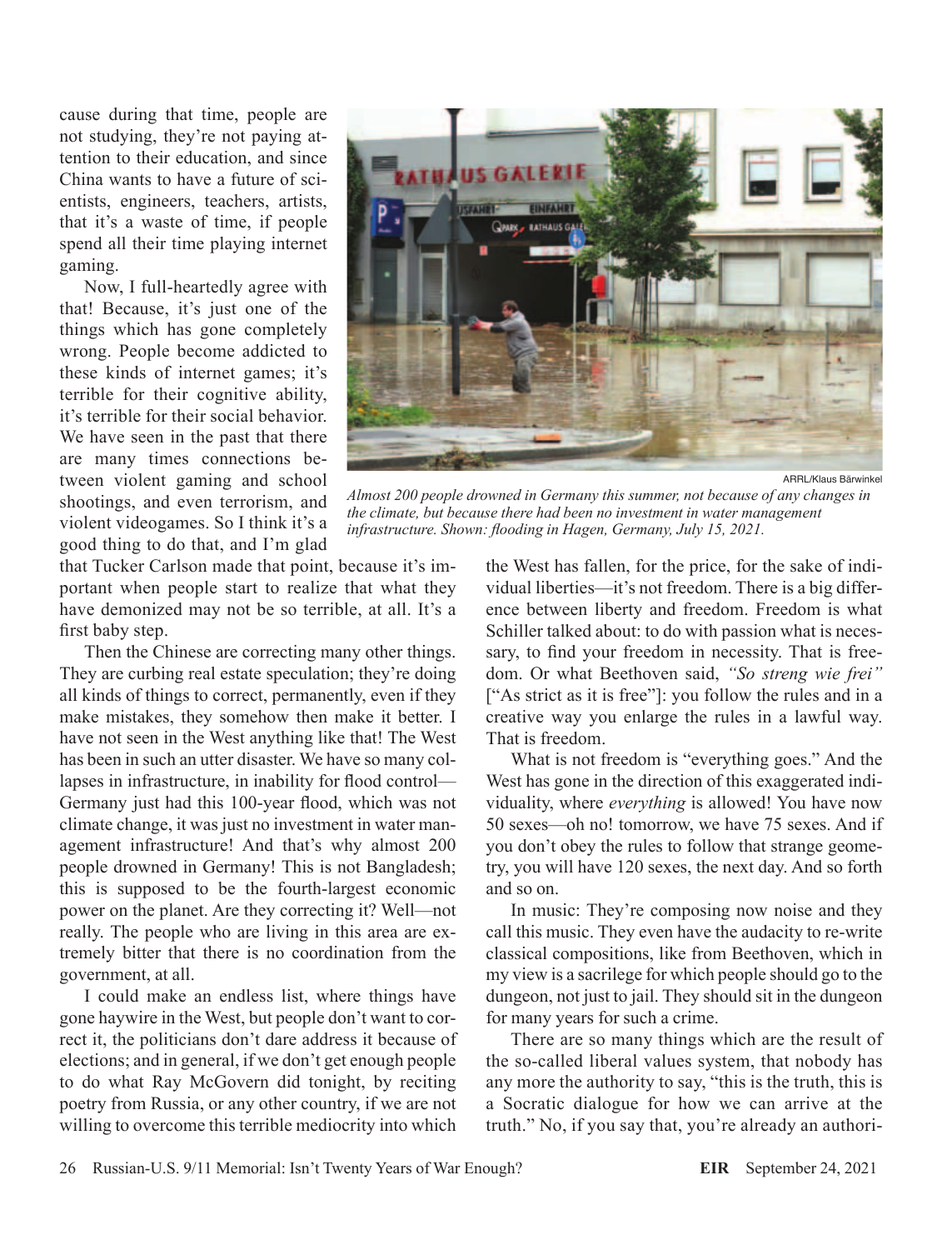cause during that time, people are not studying, they're not paying attention to their education, and since China wants to have a future of scientists, engineers, teachers, artists, that it's a waste of time, if people spend all their time playing internet gaming.

Now, I full-heartedly agree with that! Because, it's just one of the things which has gone completely wrong. People become addicted to these kinds of internet games; it's terrible for their cognitive ability, it's terrible for their social behavior. We have seen in the past that there are many times connections between violent gaming and school shootings, and even terrorism, and violent videogames. So I think it's a good thing to do that, and I'm glad that Tucker Carlson made that point, because it's important when people start to realize that what they have demonized may not be so terrible, at all. It's a first baby step.

ARRL/Klaus Bärwinkel

*Almost 200 people drowned in Germany this summer, not because of any changes in the climate, but because there had been no investment in water management infrastructure. Shown: flooding in Hagen, Germany, July 15, 2021.*

Then the Chinese are correcting many other things. They are curbing real estate speculation; they're doing all kinds of things to correct, permanently, even if they make mistakes, they somehow then make it better. I have not seen in the West anything like that! The West has been in such an utter disaster. We have so many collapses in infrastructure, in inability for flood control—Germany just had this 100-year flood, which was not climate change, it was just no investment in water management infrastructure! And that's why almost 200 people drowned in Germany! This is not Bangladesh; this is supposed to be the fourth-largest economic power on the planet. Are they correcting it? Well—not really. The people who are living in this area are extremely bitter that there is no coordination from the government, at all.

I could make an endless list, where things have gone haywire in the West, but people don't want to correct it, the politicians don't dare address it because of elections; and in general, if we don't get enough people to do what Ray McGovern did tonight, by reciting poetry from Russia, or any other country, if we are not willing to overcome this terrible mediocrity into which the West has fallen, for the price, for the sake of individual liberties—it's not freedom. There is a big difference between liberty and freedom. Freedom is what Schiller talked about: to do with passion what is necessary, to find your freedom in necessity. That is freedom. Or what Beethoven said, *"So streng wie frei"* ["As strict as it is free"]: you follow the rules and in a creative way you enlarge the rules in a lawful way. That is freedom.

What is not freedom is "everything goes." And the West has gone in the direction of this exaggerated individuality, where *everything* is allowed! You have now 50 sexes—oh no! tomorrow, we have 75 sexes. And if you don't obey the rules to follow that strange geometry, you will have 120 sexes, the next day. And so forth and so on.

In music: They're composing now noise and they call this music. They even have the audacity to re-write classical compositions, like from Beethoven, which in my view is a sacrilege for which people should go to the dungeon, not just to jail. They should sit in the dungeon for many years for such a crime.

There are so many things which are the result of the so-called liberal values system, that nobody has any more the authority to say, "this is the truth, this is a Socratic dialogue for how we can arrive at the truth." No, if you say that, you're already an authori-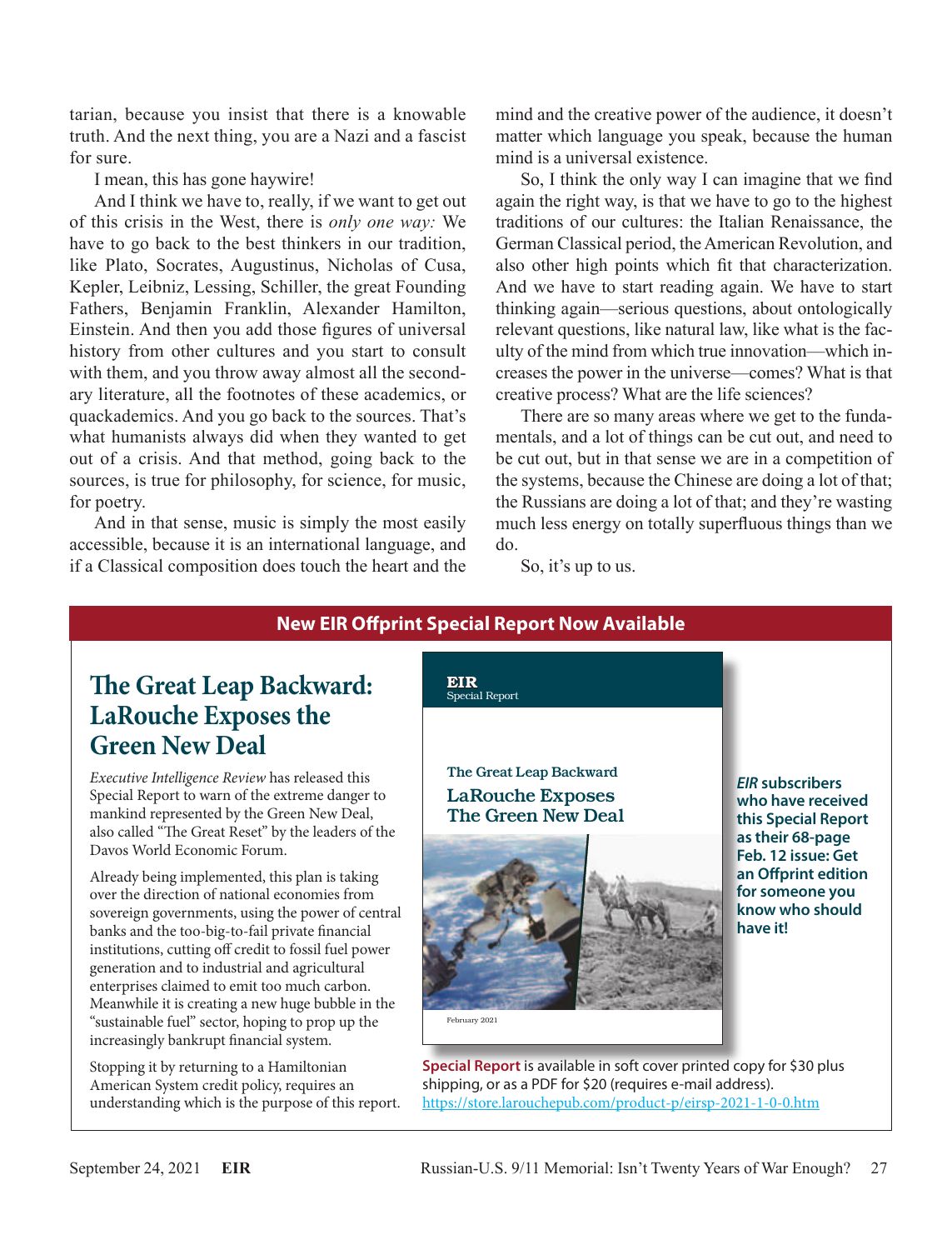tarian, because you insist that there is a knowable truth. And the next thing, you are a Nazi and a fascist for sure.

I mean, this has gone haywire!

And I think we have to, really, if we want to get out of this crisis in the West, there is *only one way:* We have to go back to the best thinkers in our tradition, like Plato, Socrates, Augustinus, Nicholas of Cusa, Kepler, Leibniz, Lessing, Schiller, the great Founding Fathers, Benjamin Franklin, Alexander Hamilton, Einstein. And then you add those figures of universal history from other cultures and you start to consult with them, and you throw away almost all the secondary literature, all the footnotes of these academics, or quackademics. And you go back to the sources. That's what humanists always did when they wanted to get out of a crisis. And that method, going back to the sources, is true for philosophy, for science, for music, for poetry.

And in that sense, music is simply the most easily accessible, because it is an international language, and if a Classical composition does touch the heart and the mind and the creative power of the audience, it doesn't matter which language you speak, because the human mind is a universal existence.

So, I think the only way I can imagine that we find again the right way, is that we have to go to the highest traditions of our cultures: the Italian Renaissance, the German Classical period, the American Revolution, and also other high points which fit that characterization. And we have to start reading again. We have to start thinking again—serious questions, about ontologically relevant questions, like natural law, like what is the faculty of the mind from which true innovation—which increases the power in the universe—comes? What is that creative process? What are the life sciences?

There are so many areas where we get to the fundamentals, and a lot of things can be cut out, and need to be cut out, but in that sense we are in a competition of the systems, because the Chinese are doing a lot of that; the Russians are doing a lot of that; and they're wasting much less energy on totally superfluous things than we do.

So, it's up to us.

---

**New EIR Offprint Special Report Now Available**

## The Great Leap Backward: LaRouche Exposes the Green New Deal

*Executive Intelligence Review* has released this Special Report to warn of the extreme danger to mankind represented by the Green New Deal, also called "The Great Reset" by the leaders of the Davos World Economic Forum.

Already being implemented, this plan is taking over the direction of national economies from sovereign governments, using the power of central banks and the too-big-to-fail private financial institutions, cutting off credit to fossil fuel power generation and to industrial and agricultural enterprises claimed to emit too much carbon. Meanwhile it is creating a new huge bubble in the "sustainable fuel" sector, hoping to prop up the increasingly bankrupt financial system.

Stopping it by returning to a Hamiltonian American System credit policy, requires an understanding which is the purpose of this report.

EIR Special Report

The Great Leap Backward

LaRouche Exposes The Green New Deal

February 2021

***EIR* subscribers who have received this Special Report as their 68-page Feb. 12 issue: Get an Offprint edition for someone you know who should have it!**

**Special Report** is available in soft cover printed copy for $30 plus shipping, or as a PDF for $20 (requires e-mail address).
https://store.larouchepub.com/product-p/eirsp-2021-1-0-0.htm